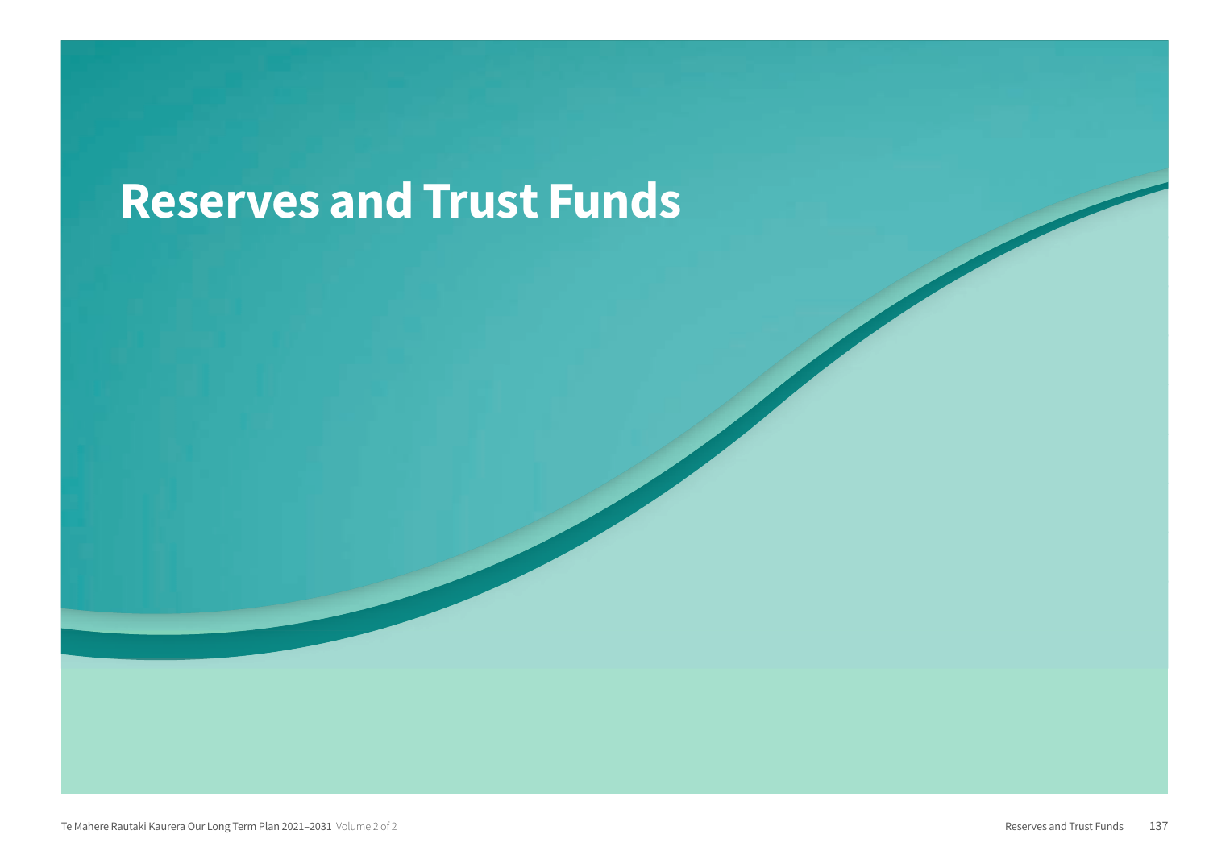# Reserves and Trust Funds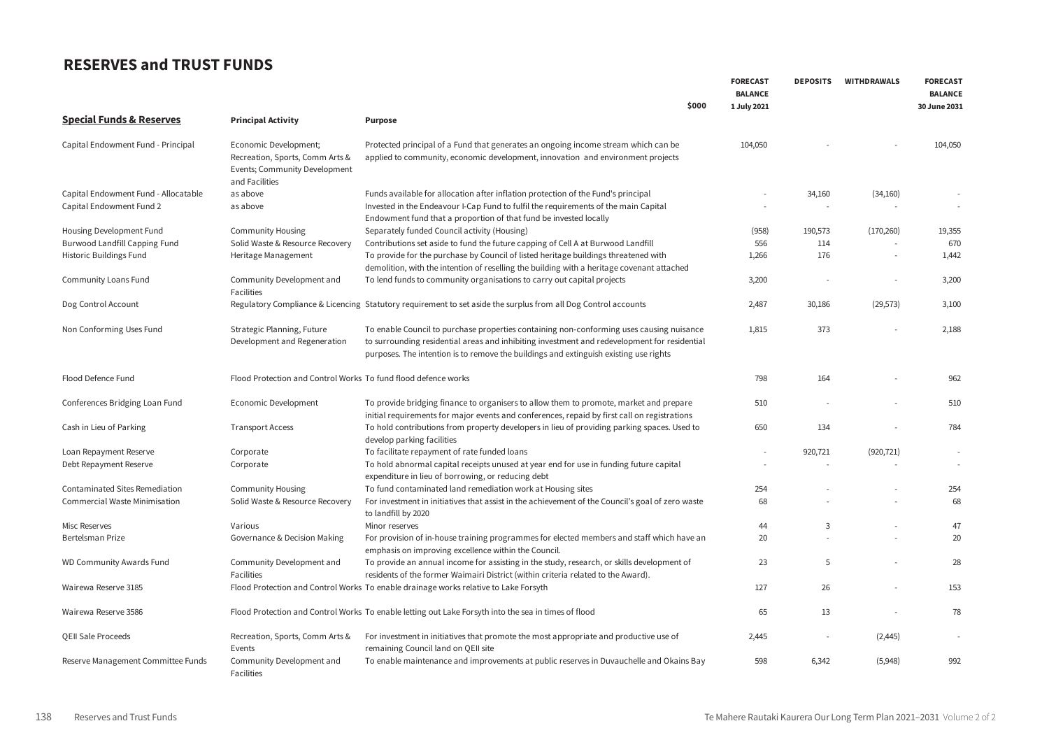## RESERVES and TRUST FUNDS

| Special Funds & Reserves | Principal Activity | Purpose | $000 FORECAST BALANCE 1 July 2021 | DEPOSITS | WITHDRAWALS | FORECAST BALANCE 30 June 2031 |
|---|---|---|---|---|---|---|
| Capital Endowment Fund - Principal | Economic Development; Recreation, Sports, Comm Arts & Events; Community Development and Facilities | Protected principal of a Fund that generates an ongoing income stream which can be applied to community, economic development, innovation and environment projects | 104,050 | - | - | 104,050 |
| Capital Endowment Fund - Allocatable | as above | Funds available for allocation after inflation protection of the Fund's principal | - | 34,160 | (34,160) | - |
| Capital Endowment Fund 2 | as above | Invested in the Endeavour I-Cap Fund to fulfil the requirements of the main Capital Endowment fund that a proportion of that fund be invested locally | - | - | - | - |
| Housing Development Fund | Community Housing | Separately funded Council activity (Housing) | (958) | 190,573 | (170,260) | 19,355 |
| Burwood Landfill Capping Fund | Solid Waste & Resource Recovery | Contributions set aside to fund the future capping of Cell A at Burwood Landfill | 556 | 114 | - | 670 |
| Historic Buildings Fund | Heritage Management | To provide for the purchase by Council of listed heritage buildings threatened with demolition, with the intention of reselling the building with a heritage covenant attached | 1,266 | 176 | - | 1,442 |
| Community Loans Fund | Community Development and Facilities | To lend funds to community organisations to carry out capital projects | 3,200 | - | - | 3,200 |
| Dog Control Account | Regulatory Compliance & Licencing | Statutory requirement to set aside the surplus from all Dog Control accounts | 2,487 | 30,186 | (29,573) | 3,100 |
| Non Conforming Uses Fund | Strategic Planning, Future Development and Regeneration | To enable Council to purchase properties containing non-conforming uses causing nuisance to surrounding residential areas and inhibiting investment and redevelopment for residential purposes. The intention is to remove the buildings and extinguish existing use rights | 1,815 | 373 | - | 2,188 |
| Flood Defence Fund | Flood Protection and Control Works | To fund flood defence works | 798 | 164 | - | 962 |
| Conferences Bridging Loan Fund | Economic Development | To provide bridging finance to organisers to allow them to promote, market and prepare initial requirements for major events and conferences, repaid by first call on registrations | 510 | - | - | 510 |
| Cash in Lieu of Parking | Transport Access | To hold contributions from property developers in lieu of providing parking spaces. Used to develop parking facilities | 650 | 134 | - | 784 |
| Loan Repayment Reserve | Corporate | To facilitate repayment of rate funded loans | - | 920,721 | (920,721) | - |
| Debt Repayment Reserve | Corporate | To hold abnormal capital receipts unused at year end for use in funding future capital expenditure in lieu of borrowing, or reducing debt | - | - | - | - |
| Contaminated Sites Remediation | Community Housing | To fund contaminated land remediation work at Housing sites | 254 | - | - | 254 |
| Commercial Waste Minimisation | Solid Waste & Resource Recovery | For investment in initiatives that assist in the achievement of the Council's goal of zero waste to landfill by 2020 | 68 | - | - | 68 |
| Misc Reserves | Various | Minor reserves | 44 | 3 | - | 47 |
| Bertelsman Prize | Governance & Decision Making | For provision of in-house training programmes for elected members and staff which have an emphasis on improving excellence within the Council. | 20 | - | - | 20 |
| WD Community Awards Fund | Community Development and Facilities | To provide an annual income for assisting in the study, research, or skills development of residents of the former Waimairi District (within criteria related to the Award). | 23 | 5 | - | 28 |
| Wairewa Reserve 3185 | Flood Protection and Control Works | To enable drainage works relative to Lake Forsyth | 127 | 26 | - | 153 |
| Wairewa Reserve 3586 | Flood Protection and Control Works | To enable letting out Lake Forsyth into the sea in times of flood | 65 | 13 | - | 78 |
| QEII Sale Proceeds | Recreation, Sports, Comm Arts & Events | For investment in initiatives that promote the most appropriate and productive use of remaining Council land on QEII site | 2,445 | - | (2,445) | - |
| Reserve Management Committee Funds | Community Development and Facilities | To enable maintenance and improvements at public reserves in Duvauchelle and Okains Bay | 598 | 6,342 | (5,948) | 992 |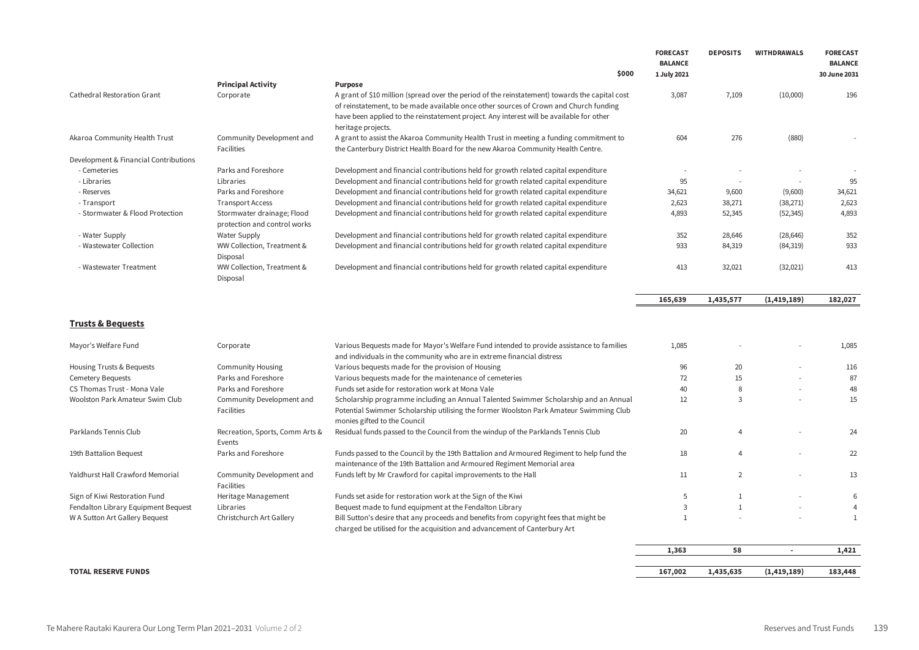| $000 | Principal Activity | Purpose | FORECAST BALANCE 1 July 2021 | DEPOSITS | WITHDRAWALS | FORECAST BALANCE 30 June 2031 |
|---|---|---|---|---|---|---|
| Cathedral Restoration Grant | Corporate | A grant of $10 million (spread over the period of the reinstatement) towards the capital cost of reinstatement, to be made available once other sources of Crown and Church funding have been applied to the reinstatement project. Any interest will be available for other heritage projects. | 3,087 | 7,109 | (10,000) | 196 |
| Akaroa Community Health Trust | Community Development and Facilities | A grant to assist the Akaroa Community Health Trust in meeting a funding commitment to the Canterbury District Health Board for the new Akaroa Community Health Centre. | 604 | 276 | (880) | - |
| Development & Financial Contributions | | | | | | |
| - Cemeteries | Parks and Foreshore | Development and financial contributions held for growth related capital expenditure | - | - | - | - |
| - Libraries | Libraries | Development and financial contributions held for growth related capital expenditure | 95 | - | - | 95 |
| - Reserves | Parks and Foreshore | Development and financial contributions held for growth related capital expenditure | 34,621 | 9,600 | (9,600) | 34,621 |
| - Transport | Transport Access | Development and financial contributions held for growth related capital expenditure | 2,623 | 38,271 | (38,271) | 2,623 |
| - Stormwater & Flood Protection | Stormwater drainage; Flood protection and control works | Development and financial contributions held for growth related capital expenditure | 4,893 | 52,345 | (52,345) | 4,893 |
| - Water Supply | Water Supply | Development and financial contributions held for growth related capital expenditure | 352 | 28,646 | (28,646) | 352 |
| - Wastewater Collection | WW Collection, Treatment & Disposal | Development and financial contributions held for growth related capital expenditure | 933 | 84,319 | (84,319) | 933 |
| - Wastewater Treatment | WW Collection, Treatment & Disposal | Development and financial contributions held for growth related capital expenditure | 413 | 32,021 | (32,021) | 413 |
| | | | **165,639** | **1,435,577** | **(1,419,189)** | **182,027** |

## Trusts & Bequests

| | Principal Activity | Purpose | FORECAST BALANCE 1 July 2021 | DEPOSITS | WITHDRAWALS | FORECAST BALANCE 30 June 2031 |
|---|---|---|---|---|---|---|
| Mayor's Welfare Fund | Corporate | Various Bequests made for Mayor's Welfare Fund intended to provide assistance to families and individuals in the community who are in extreme financial distress | 1,085 | - | - | 1,085 |
| Housing Trusts & Bequests | Community Housing | Various bequests made for the provision of Housing | 96 | 20 | - | 116 |
| Cemetery Bequests | Parks and Foreshore | Various bequests made for the maintenance of cemeteries | 72 | 15 | - | 87 |
| CS Thomas Trust - Mona Vale | Parks and Foreshore | Funds set aside for restoration work at Mona Vale | 40 | 8 | - | 48 |
| Woolston Park Amateur Swim Club | Community Development and Facilities | Scholarship programme including an Annual Talented Swimmer Scholarship and an Annual Potential Swimmer Scholarship utilising the former Woolston Park Amateur Swimming Club monies gifted to the Council | 12 | 3 | - | 15 |
| Parklands Tennis Club | Recreation, Sports, Comm Arts & Events | Residual funds passed to the Council from the windup of the Parklands Tennis Club | 20 | 4 | - | 24 |
| 19th Battalion Bequest | Parks and Foreshore | Funds passed to the Council by the 19th Battalion and Armoured Regiment to help fund the maintenance of the 19th Battalion and Armoured Regiment Memorial area | 18 | 4 | - | 22 |
| Yaldhurst Hall Crawford Memorial | Community Development and Facilities | Funds left by Mr Crawford for capital improvements to the Hall | 11 | 2 | - | 13 |
| Sign of Kiwi Restoration Fund | Heritage Management | Funds set aside for restoration work at the Sign of the Kiwi | 5 | 1 | - | 6 |
| Fendalton Library Equipment Bequest | Libraries | Bequest made to fund equipment at the Fendalton Library | 3 | 1 | - | 4 |
| W A Sutton Art Gallery Bequest | Christchurch Art Gallery | Bill Sutton's desire that any proceeds and benefits from copyright fees that might be charged be utilised for the acquisition and advancement of Canterbury Art | 1 | - | - | 1 |
| | | | **1,363** | **58** | **-** | **1,421** |
| **TOTAL RESERVE FUNDS** | | | **167,002** | **1,435,635** | **(1,419,189)** | **183,448** |